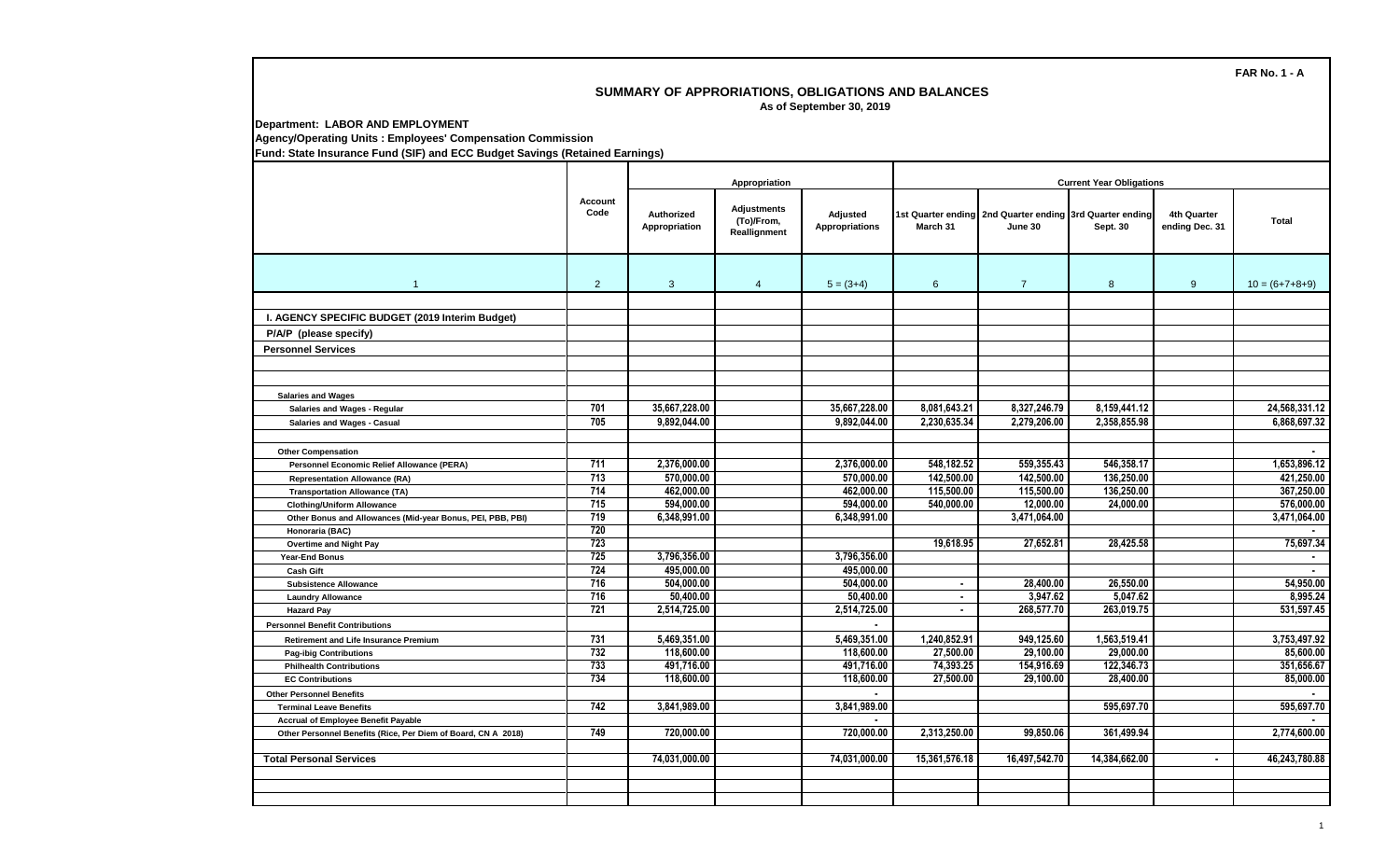FAR No. 1 - A

# SUMMARY OF APPRORIATIONS, OBLIGATIONS AND BALANCES

As of September 30, 2019

**Department: LABOR AND EMPLOYMENT**
**Agency/Operating Units : Employees' Compensation Commission**
**Fund: State Insurance Fund (SIF) and ECC Budget Savings (Retained Earnings)**

| | Account Code | Appropriation | | | Current Year Obligations | | | | |
|---|---|---|---|---|---|---|---|---|---|
| | | Authorized Appropriation | Adjustments (To)/From, Reallignment | Adjusted Appropriations | 1st Quarter ending March 31 | 2nd Quarter ending June 30 | 3rd Quarter ending Sept. 30 | 4th Quarter ending Dec. 31 | Total |
| 1 | 2 | 3 | 4 | 5 = (3+4) | 6 | 7 | 8 | 9 | 10 = (6+7+8+9) |
| **I. AGENCY SPECIFIC BUDGET (2019 Interim Budget)** | | | | | | | | | |
| **P/A/P (please specify)** | | | | | | | | | |
| **Personnel Services** | | | | | | | | | |
| **Salaries and Wages** | | | | | | | | | |
| Salaries and Wages - Regular | 701 | 35,667,228.00 | | 35,667,228.00 | 8,081,643.21 | 8,327,246.79 | 8,159,441.12 | | 24,568,331.12 |
| Salaries and Wages - Casual | 705 | 9,892,044.00 | | 9,892,044.00 | 2,230,635.34 | 2,279,206.00 | 2,358,855.98 | | 6,868,697.32 |
| **Other Compensation** | | | | | | | | | - |
| Personnel Economic Relief Allowance (PERA) | 711 | 2,376,000.00 | | 2,376,000.00 | 548,182.52 | 559,355.43 | 546,358.17 | | 1,653,896.12 |
| Representation Allowance (RA) | 713 | 570,000.00 | | 570,000.00 | 142,500.00 | 142,500.00 | 136,250.00 | | 421,250.00 |
| Transportation Allowance (TA) | 714 | 462,000.00 | | 462,000.00 | 115,500.00 | 115,500.00 | 136,250.00 | | 367,250.00 |
| Clothing/Uniform Allowance | 715 | 594,000.00 | | 594,000.00 | 540,000.00 | 12,000.00 | 24,000.00 | | 576,000.00 |
| Other Bonus and Allowances (Mid-year Bonus, PEI, PBB, PBI) | 719 | 6,348,991.00 | | 6,348,991.00 | | 3,471,064.00 | | | 3,471,064.00 |
| Honoraria (BAC) | 720 | | | | | | | | - |
| Overtime and Night Pay | 723 | | | | 19,618.95 | 27,652.81 | 28,425.58 | | 75,697.34 |
| Year-End Bonus | 725 | 3,796,356.00 | | 3,796,356.00 | | | | | - |
| Cash Gift | 724 | 495,000.00 | | 495,000.00 | | | | | - |
| Subsistence Allowance | 716 | 504,000.00 | | 504,000.00 | - | 28,400.00 | 26,550.00 | | 54,950.00 |
| Laundry Allowance | 716 | 50,400.00 | | 50,400.00 | - | 3,947.62 | 5,047.62 | | 8,995.24 |
| Hazard Pay | 721 | 2,514,725.00 | | 2,514,725.00 | - | 268,577.70 | 263,019.75 | | 531,597.45 |
| **Personnel Benefit Contributions** | | | | - | | | | | |
| Retirement and Life Insurance Premium | 731 | 5,469,351.00 | | 5,469,351.00 | 1,240,852.91 | 949,125.60 | 1,563,519.41 | | 3,753,497.92 |
| Pag-ibig Contributions | 732 | 118,600.00 | | 118,600.00 | 27,500.00 | 29,100.00 | 29,000.00 | | 85,600.00 |
| Philhealth Contributions | 733 | 491,716.00 | | 491,716.00 | 74,393.25 | 154,916.69 | 122,346.73 | | 351,656.67 |
| EC Contributions | 734 | 118,600.00 | | 118,600.00 | 27,500.00 | 29,100.00 | 28,400.00 | | 85,000.00 |
| **Other Personnel Benefits** | | | | - | | | | | - |
| Terminal Leave Benefits | 742 | 3,841,989.00 | | 3,841,989.00 | | | 595,697.70 | | 595,697.70 |
| Accrual of Employee Benefit Payable | | | | - | | | | | - |
| Other Personnel Benefits (Rice, Per Diem of Board, CN A 2018) | 749 | 720,000.00 | | 720,000.00 | 2,313,250.00 | 99,850.06 | 361,499.94 | | 2,774,600.00 |
| **Total Personal Services** | | 74,031,000.00 | | 74,031,000.00 | 15,361,576.18 | 16,497,542.70 | 14,384,662.00 | - | 46,243,780.88 |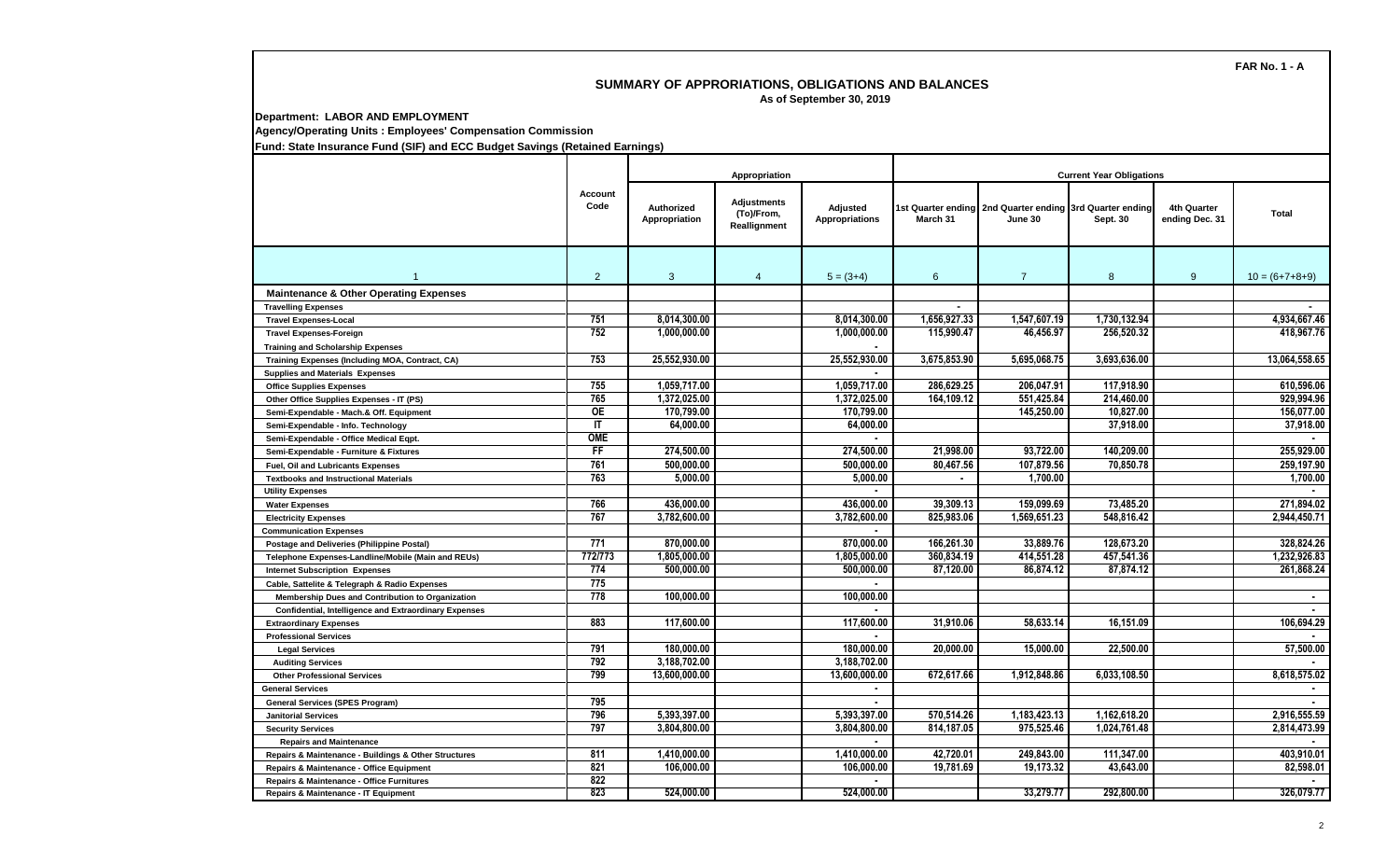FAR No. 1 - A

## SUMMARY OF APPROPRIATIONS, OBLIGATIONS AND BALANCES

As of September 30, 2019

**Department: LABOR AND EMPLOYMENT**

**Agency/Operating Units : Employees' Compensation Commission**

**Fund: State Insurance Fund (SIF) and ECC Budget Savings (Retained Earnings)**

| | Account Code | Appropriation | | | Current Year Obligations | | | | |
|---|---|---|---|---|---|---|---|---|---|
| | | Authorized Appropriation | Adjustments (To)/From, Reallignment | Adjusted Appropriations | 1st Quarter ending March 31 | 2nd Quarter ending June 30 | 3rd Quarter ending Sept. 30 | 4th Quarter ending Dec. 31 | Total |
| 1 | 2 | 3 | 4 | 5 = (3+4) | 6 | 7 | 8 | 9 | 10 = (6+7+8+9) |
| **Maintenance & Other Operating Expenses** | | | | | | | | | |
| Travelling Expenses | | | | | - | | | | - |
| Travel Expenses-Local | 751 | 8,014,300.00 | | 8,014,300.00 | 1,656,927.33 | 1,547,607.19 | 1,730,132.94 | | 4,934,667.46 |
| Travel Expenses-Foreign | 752 | 1,000,000.00 | | 1,000,000.00 | 115,990.47 | 46,456.97 | 256,520.32 | | 418,967.76 |
| Training and Scholarship Expenses | | | | - | | | | | |
| Training Expenses (Including MOA, Contract, CA) | 753 | 25,552,930.00 | | 25,552,930.00 | 3,675,853.90 | 5,695,068.75 | 3,693,636.00 | | 13,064,558.65 |
| Supplies and Materials Expenses | | | | - | | | | | |
| Office Supplies Expenses | 755 | 1,059,717.00 | | 1,059,717.00 | 286,629.25 | 206,047.91 | 117,918.90 | | 610,596.06 |
| Other Office Supplies Expenses - IT (PS) | 765 | 1,372,025.00 | | 1,372,025.00 | 164,109.12 | 551,425.84 | 214,460.00 | | 929,994.96 |
| Semi-Expendable - Mach.& Off. Equipment | OE | 170,799.00 | | 170,799.00 | | 145,250.00 | 10,827.00 | | 156,077.00 |
| Semi-Expendable - Info. Technology | IT | 64,000.00 | | 64,000.00 | | | 37,918.00 | | 37,918.00 |
| Semi-Expendable - Office Medical Eqpt. | OME | | | - | | | | | - |
| Semi-Expendable - Furniture & Fixtures | FF | 274,500.00 | | 274,500.00 | 21,998.00 | 93,722.00 | 140,209.00 | | 255,929.00 |
| Fuel, Oil and Lubricants Expenses | 761 | 500,000.00 | | 500,000.00 | 80,467.56 | 107,879.56 | 70,850.78 | | 259,197.90 |
| Textbooks and Instructional Materials | 763 | 5,000.00 | | 5,000.00 | - | 1,700.00 | | | 1,700.00 |
| Utility Expenses | | | | - | | | | | - |
| Water Expenses | 766 | 436,000.00 | | 436,000.00 | 39,309.13 | 159,099.69 | 73,485.20 | | 271,894.02 |
| Electricity Expenses | 767 | 3,782,600.00 | | 3,782,600.00 | 825,983.06 | 1,569,651.23 | 548,816.42 | | 2,944,450.71 |
| Communication Expenses | | | | - | | | | | |
| Postage and Deliveries (Philippine Postal) | 771 | 870,000.00 | | 870,000.00 | 166,261.30 | 33,889.76 | 128,673.20 | | 328,824.26 |
| Telephone Expenses-Landline/Mobile (Main and REUs) | 772/773 | 1,805,000.00 | | 1,805,000.00 | 360,834.19 | 414,551.28 | 457,541.36 | | 1,232,926.83 |
| Internet Subscription Expenses | 774 | 500,000.00 | | 500,000.00 | 87,120.00 | 86,874.12 | 87,874.12 | | 261,868.24 |
| Cable, Sattelite & Telegraph & Radio Expenses | 775 | | | - | | | | | |
| Membership Dues and Contribution to Organization | 778 | 100,000.00 | | 100,000.00 | | | | | - |
| Confidential, Intelligence and Extraordinary Expenses | | | | - | | | | | - |
| Extraordinary Expenses | 883 | 117,600.00 | | 117,600.00 | 31,910.06 | 58,633.14 | 16,151.09 | | 106,694.29 |
| Professional Services | | | | - | | | | | - |
| Legal Services | 791 | 180,000.00 | | 180,000.00 | 20,000.00 | 15,000.00 | 22,500.00 | | 57,500.00 |
| Auditing Services | 792 | 3,188,702.00 | | 3,188,702.00 | | | | | - |
| Other Professional Services | 799 | 13,600,000.00 | | 13,600,000.00 | 672,617.66 | 1,912,848.86 | 6,033,108.50 | | 8,618,575.02 |
| General Services | | | | - | | | | | - |
| General Services (SPES Program) | 795 | | | - | | | | | - |
| Janitorial Services | 796 | 5,393,397.00 | | 5,393,397.00 | 570,514.26 | 1,183,423.13 | 1,162,618.20 | | 2,916,555.59 |
| Security Services | 797 | 3,804,800.00 | | 3,804,800.00 | 814,187.05 | 975,525.46 | 1,024,761.48 | | 2,814,473.99 |
| Repairs and Maintenance | | | | - | | | | | - |
| Repairs & Maintenance - Buildings & Other Structures | 811 | 1,410,000.00 | | 1,410,000.00 | 42,720.01 | 249,843.00 | 111,347.00 | | 403,910.01 |
| Repairs & Maintenance - Office Equipment | 821 | 106,000.00 | | 106,000.00 | 19,781.69 | 19,173.32 | 43,643.00 | | 82,598.01 |
| Repairs & Maintenance - Office Furnitures | 822 | | | - | | | | | - |
| Repairs & Maintenance - IT Equipment | 823 | 524,000.00 | | 524,000.00 | | 33,279.77 | 292,800.00 | | 326,079.77 |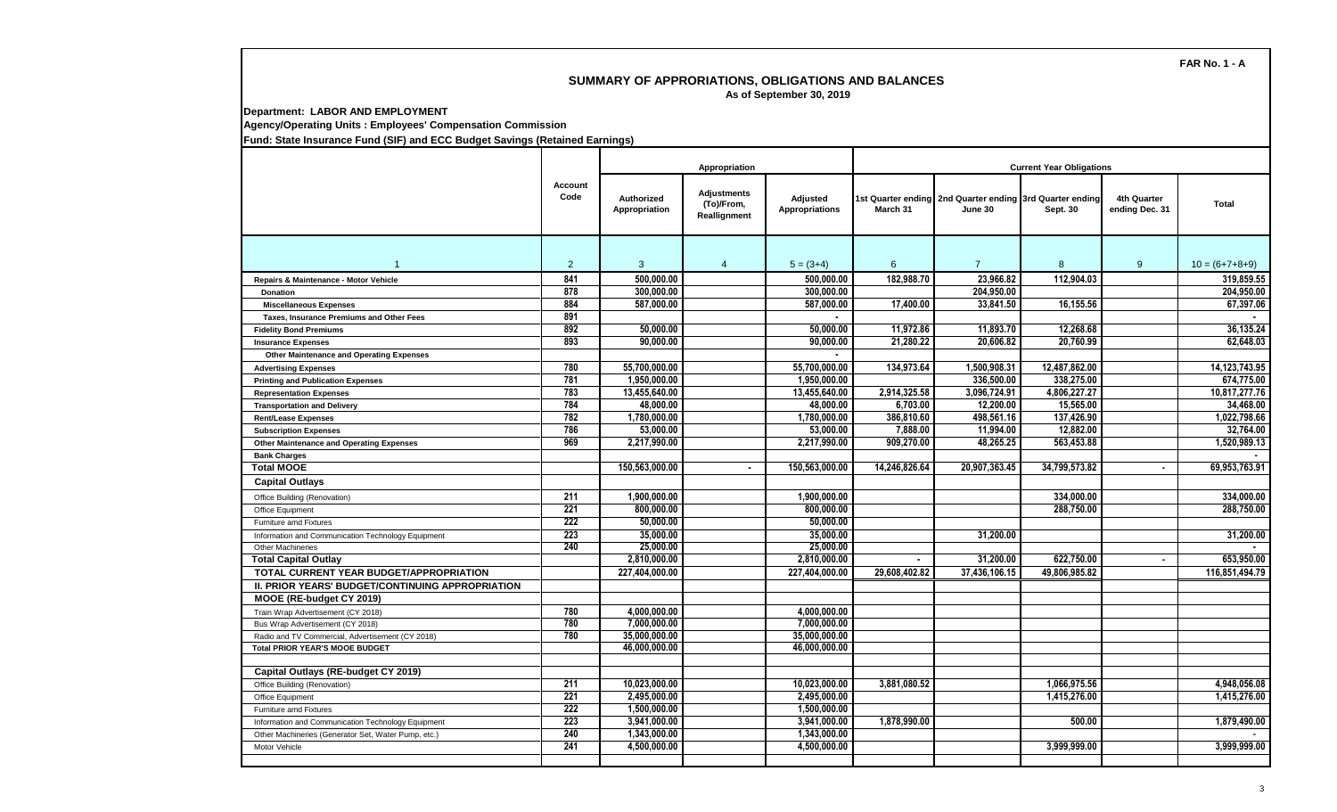FAR No. 1 - A

# SUMMARY OF APPROPRIATIONS, OBLIGATIONS AND BALANCES

As of September 30, 2019

**Department: LABOR AND EMPLOYMENT**

**Agency/Operating Units : Employees' Compensation Commission**

**Fund: State Insurance Fund (SIF) and ECC Budget Savings (Retained Earnings)**

| | Account Code | Appropriation | | | Current Year Obligations | | | | |
|---|---|---|---|---|---|---|---|---|---|
| | | Authorized Appropriation | Adjustments (To)/From, Reallignment | Adjusted Appropriations | 1st Quarter ending March 31 | 2nd Quarter ending June 30 | 3rd Quarter ending Sept. 30 | 4th Quarter ending Dec. 31 | Total |
| 1 | 2 | 3 | 4 | 5 = (3+4) | 6 | 7 | 8 | 9 | 10 = (6+7+8+9) |
| Repairs & Maintenance - Motor Vehicle | 841 | 500,000.00 | | 500,000.00 | 182,988.70 | 23,966.82 | 112,904.03 | | 319,859.55 |
| Donation | 878 | 300,000.00 | | 300,000.00 | | 204,950.00 | | | 204,950.00 |
| Miscellaneous Expenses | 884 | 587,000.00 | | 587,000.00 | 17,400.00 | 33,841.50 | 16,155.56 | | 67,397.06 |
| Taxes, Insurance Premiums and Other Fees | 891 | | | - | | | | | - |
| Fidelity Bond Premiums | 892 | 50,000.00 | | 50,000.00 | 11,972.86 | 11,893.70 | 12,268.68 | | 36,135.24 |
| Insurance Expenses | 893 | 90,000.00 | | 90,000.00 | 21,280.22 | 20,606.82 | 20,760.99 | | 62,648.03 |
| Other Maintenance and Operating Expenses | | | | - | | | | | |
| Advertising Expenses | 780 | 55,700,000.00 | | 55,700,000.00 | 134,973.64 | 1,500,908.31 | 12,487,862.00 | | 14,123,743.95 |
| Printing and Publication Expenses | 781 | 1,950,000.00 | | 1,950,000.00 | | 336,500.00 | 338,275.00 | | 674,775.00 |
| Representation Expenses | 783 | 13,455,640.00 | | 13,455,640.00 | 2,914,325.58 | 3,096,724.91 | 4,806,227.27 | | 10,817,277.76 |
| Transportation and Delivery | 784 | 48,000.00 | | 48,000.00 | 6,703.00 | 12,200.00 | 15,565.00 | | 34,468.00 |
| Rent/Lease Expenses | 782 | 1,780,000.00 | | 1,780,000.00 | 386,810.60 | 498,561.16 | 137,426.90 | | 1,022,798.66 |
| Subscription Expenses | 786 | 53,000.00 | | 53,000.00 | 7,888.00 | 11,994.00 | 12,882.00 | | 32,764.00 |
| Other Maintenance and Operating Expenses | 969 | 2,217,990.00 | | 2,217,990.00 | 909,270.00 | 48,265.25 | 563,453.88 | | 1,520,989.13 |
| Bank Charges | | | | | | | | | - |
| **Total MOOE** | | 150,563,000.00 | - | 150,563,000.00 | 14,246,826.64 | 20,907,363.45 | 34,799,573.82 | - | 69,953,763.91 |
| **Capital Outlays** | | | | | | | | | |
| Office Building (Renovation) | 211 | 1,900,000.00 | | 1,900,000.00 | | | 334,000.00 | | 334,000.00 |
| Office Equipment | 221 | 800,000.00 | | 800,000.00 | | | 288,750.00 | | 288,750.00 |
| Furniture amd Fixtures | 222 | 50,000.00 | | 50,000.00 | | | | | |
| Information and Communication Technology Equipment | 223 | 35,000.00 | | 35,000.00 | | 31,200.00 | | | 31,200.00 |
| Other Machineries | 240 | 25,000.00 | | 25,000.00 | | | | | - |
| **Total Capital Outlay** | | 2,810,000.00 | | 2,810,000.00 | - | 31,200.00 | 622,750.00 | - | 653,950.00 |
| **TOTAL CURRENT YEAR BUDGET/APPROPRIATION** | | 227,404,000.00 | | 227,404,000.00 | 29,608,402.82 | 37,436,106.15 | 49,806,985.82 | | 116,851,494.79 |
| **II. PRIOR YEARS' BUDGET/CONTINUING APPROPRIATION** | | | | | | | | | |
| **MOOE (RE-budget CY 2019)** | | | | | | | | | |
| Train Wrap Advertisement (CY 2018) | 780 | 4,000,000.00 | | 4,000,000.00 | | | | | |
| Bus Wrap Advertisement (CY 2018) | 780 | 7,000,000.00 | | 7,000,000.00 | | | | | |
| Radio and TV Commercial, Advertisement (CY 2018) | 780 | 35,000,000.00 | | 35,000,000.00 | | | | | |
| **Total PRIOR YEAR'S MOOE BUDGET** | | 46,000,000.00 | | 46,000,000.00 | | | | | |
| | | | | | | | | | |
| **Capital Outlays (RE-budget CY 2019)** | | | | | | | | | |
| Office Building (Renovation) | 211 | 10,023,000.00 | | 10,023,000.00 | 3,881,080.52 | | 1,066,975.56 | | 4,948,056.08 |
| Office Equipment | 221 | 2,495,000.00 | | 2,495,000.00 | | | 1,415,276.00 | | 1,415,276.00 |
| Furniture amd Fixtures | 222 | 1,500,000.00 | | 1,500,000.00 | | | | | |
| Information and Communication Technology Equipment | 223 | 3,941,000.00 | | 3,941,000.00 | 1,878,990.00 | | 500.00 | | 1,879,490.00 |
| Other Machineries (Generator Set, Water Pump, etc.) | 240 | 1,343,000.00 | | 1,343,000.00 | | | | | - |
| Motor Vehicle | 241 | 4,500,000.00 | | 4,500,000.00 | | | 3,999,999.00 | | 3,999,999.00 |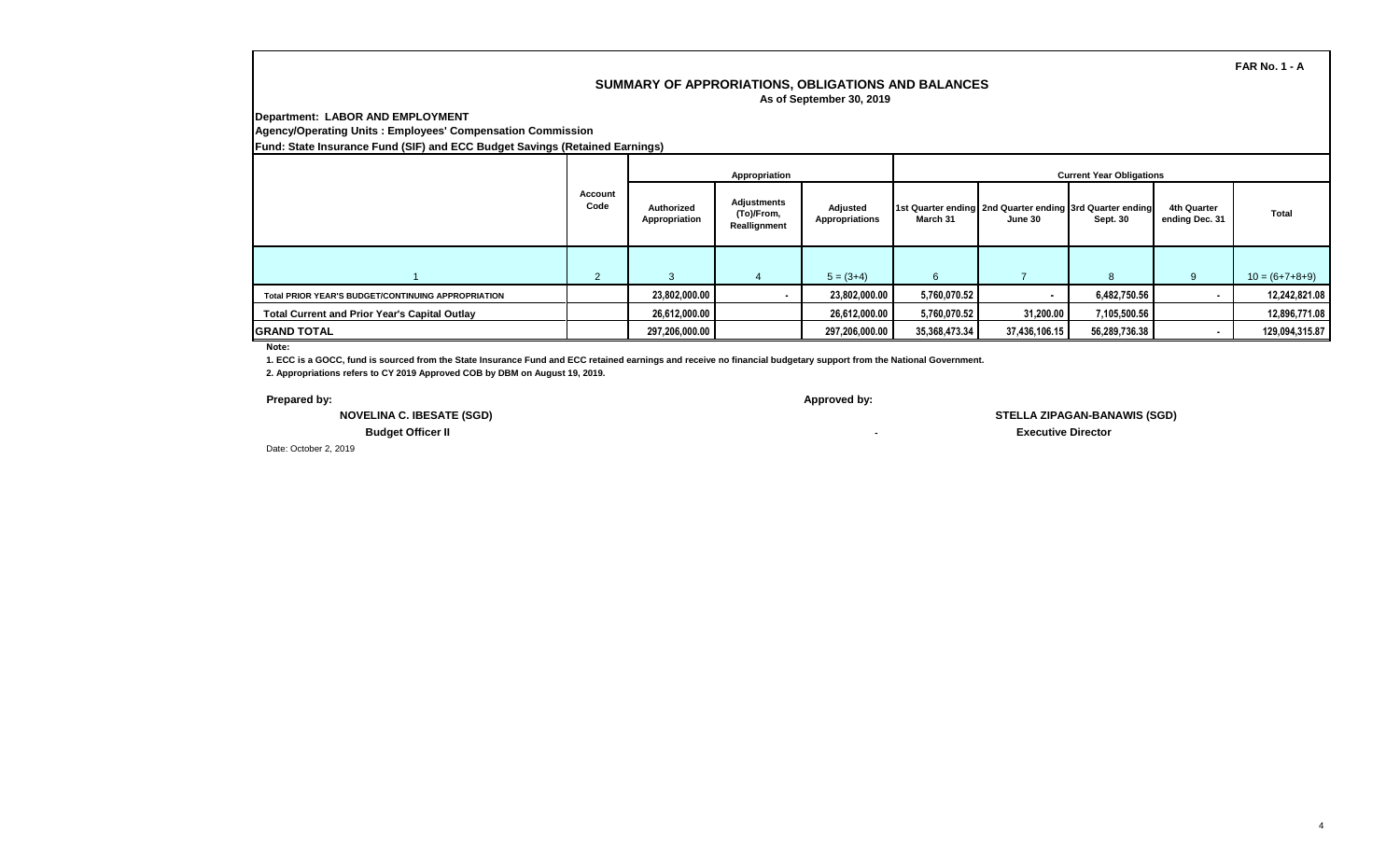FAR No. 1 - A

## SUMMARY OF APPRORIATIONS, OBLIGATIONS AND BALANCES

**As of September 30, 2019**

**Department: LABOR AND EMPLOYMENT**

**Agency/Operating Units : Employees' Compensation Commission**

**Fund: State Insurance Fund (SIF) and ECC Budget Savings (Retained Earnings)**

| | Account Code | Appropriation | | | Current Year Obligations | | | | |
|---|---|---|---|---|---|---|---|---|---|
| | | Authorized Appropriation | Adjustments (To)/From, Realignment | Adjusted Appropriations | 1st Quarter ending March 31 | 2nd Quarter ending June 30 | 3rd Quarter ending Sept. 30 | 4th Quarter ending Dec. 31 | Total |
| 1 | 2 | 3 | 4 | 5 = (3+4) | 6 | 7 | 8 | 9 | 10 = (6+7+8+9) |
| Total PRIOR YEAR'S BUDGET/CONTINUING APPROPRIATION | | 23,802,000.00 | - | 23,802,000.00 | 5,760,070.52 | - | 6,482,750.56 | - | 12,242,821.08 |
| Total Current and Prior Year's Capital Outlay | | 26,612,000.00 | | 26,612,000.00 | 5,760,070.52 | 31,200.00 | 7,105,500.56 | | 12,896,771.08 |
| **GRAND TOTAL** | | 297,206,000.00 | | 297,206,000.00 | 35,368,473.34 | 37,436,106.15 | 56,289,736.38 | - | 129,094,315.87 |

**Note:**

**1. ECC is a GOCC, fund is sourced from the State Insurance Fund and ECC retained earnings and receive no financial budgetary support from the National Government.**

**2. Appropriations refers to CY 2019 Approved COB by DBM on August 19, 2019.**

**Prepared by:**

**NOVELINA C. IBESATE (SGD)**
**Budget Officer II**

**Approved by:**

**STELLA ZIPAGAN-BANAWIS (SGD)**
**Executive Director**

-

Date: October 2, 2019